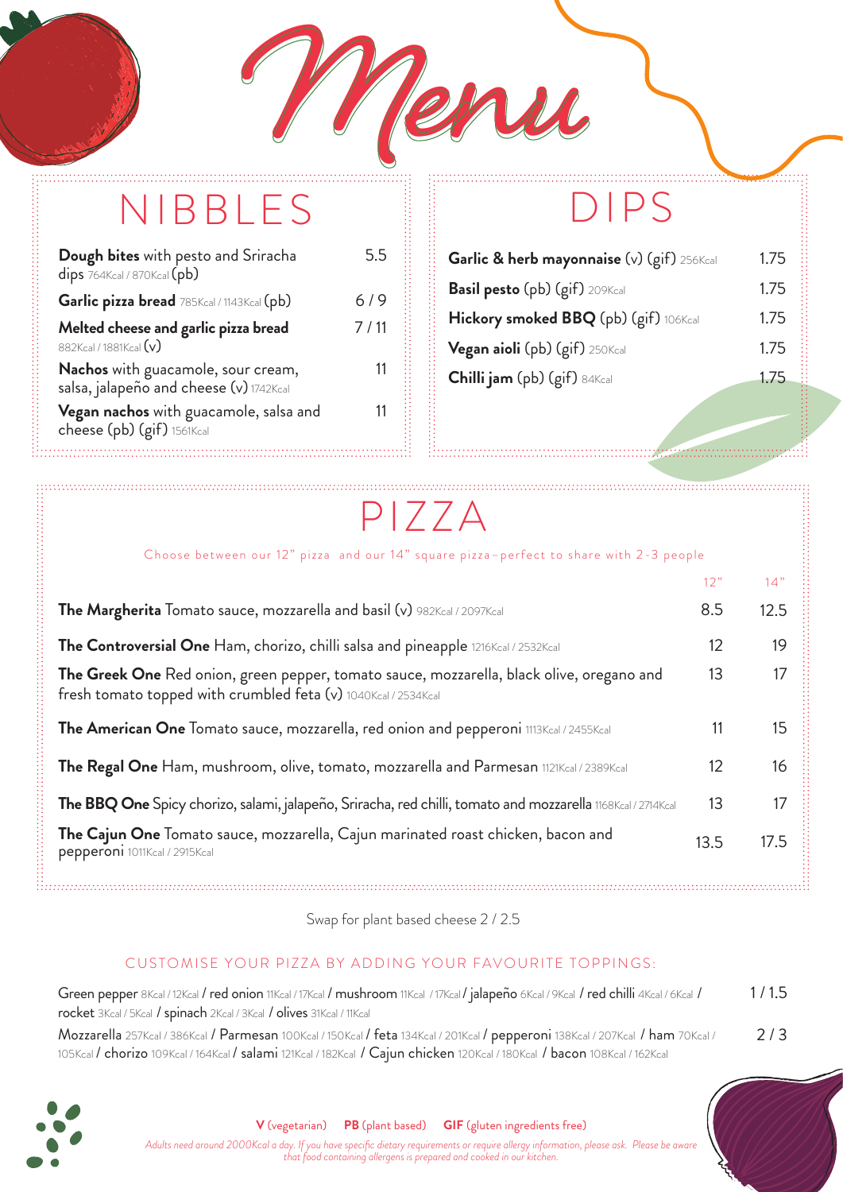# Menu

## NIBBLES

| Item | Price |
|---|---|
| **Dough bites** with pesto and Sriracha dips 764Kcal / 870Kcal (pb) | 5.5 |
| **Garlic pizza bread** 785Kcal / 1143Kcal (pb) | 6 / 9 |
| **Melted cheese and garlic pizza bread** 882Kcal / 1881Kcal (v) | 7 / 11 |
| **Nachos** with guacamole, sour cream, salsa, jalapeño and cheese (v) 1742Kcal | 11 |
| **Vegan nachos** with guacamole, salsa and cheese (pb) (gif) 1561Kcal | 11 |

## DIPS

| Item | Price |
|---|---|
| **Garlic & herb mayonnaise** (v) (gif) 256Kcal | 1.75 |
| **Basil pesto** (pb) (gif) 209Kcal | 1.75 |
| **Hickory smoked BBQ** (pb) (gif) 106Kcal | 1.75 |
| **Vegan aioli** (pb) (gif) 250Kcal | 1.75 |
| **Chilli jam** (pb) (gif) 84Kcal | 1.75 |

## PIZZA

Choose between our 12" pizza and our 14" square pizza – perfect to share with 2-3 people

| Pizza | 12" | 14" |
|---|---|---|
| **The Margherita** Tomato sauce, mozzarella and basil (v) 982Kcal / 2097Kcal | 8.5 | 12.5 |
| **The Controversial One** Ham, chorizo, chilli salsa and pineapple 1216Kcal / 2532Kcal | 12 | 19 |
| **The Greek One** Red onion, green pepper, tomato sauce, mozzarella, black olive, oregano and fresh tomato topped with crumbled feta (v) 1040Kcal / 2534Kcal | 13 | 17 |
| **The American One** Tomato sauce, mozzarella, red onion and pepperoni 1113Kcal / 2455Kcal | 11 | 15 |
| **The Regal One** Ham, mushroom, olive, tomato, mozzarella and Parmesan 1121Kcal / 2389Kcal | 12 | 16 |
| **The BBQ One** Spicy chorizo, salami, jalapeño, Sriracha, red chilli, tomato and mozzarella 1168Kcal / 2714Kcal | 13 | 17 |
| **The Cajun One** Tomato sauce, mozzarella, Cajun marinated roast chicken, bacon and pepperoni 1011Kcal / 2915Kcal | 13.5 | 17.5 |

Swap for plant based cheese 2 / 2.5

### CUSTOMISE YOUR PIZZA BY ADDING YOUR FAVOURITE TOPPINGS:

| Toppings | Price |
|---|---|
| Green pepper 8Kcal / 12Kcal / red onion 11Kcal / 17Kcal / mushroom 11Kcal / 17Kcal / jalapeño 6Kcal / 9Kcal / red chilli 4Kcal / 6Kcal / rocket 3Kcal / 5Kcal / spinach 2Kcal / 3Kcal / olives 31Kcal / 11Kcal | 1 / 1.5 |
| Mozzarella 257Kcal / 386Kcal / Parmesan 100Kcal / 150Kcal / feta 134Kcal / 201Kcal / pepperoni 138Kcal / 207Kcal / ham 70Kcal / 105Kcal / chorizo 109Kcal / 164Kcal / salami 121Kcal / 182Kcal / Cajun chicken 120Kcal / 180Kcal / bacon 108Kcal / 162Kcal | 2 / 3 |

**V** (vegetarian) **PB** (plant based) **GIF** (gluten ingredients free)

*Adults need around 2000Kcal a day. If you have specific dietary requirements or require allergy information, please ask. Please be aware that food containing allergens is prepared and cooked in our kitchen.*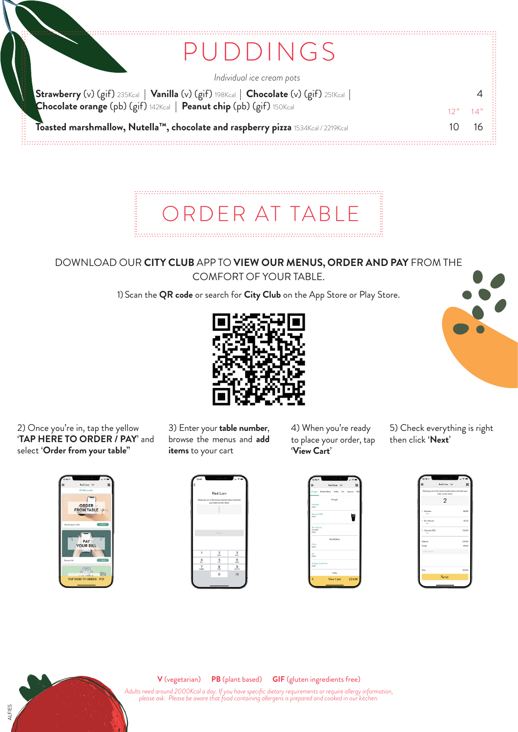# PUDDINGS

*Individual ice cream pots*

**Strawberry** (v) (gif) 235Kcal | **Vanilla** (v) (gif) 198Kcal | **Chocolate** (v) (gif) 251Kcal | **Chocolate orange** (pb) (gif) 142Kcal | **Peanut chip** (pb) (gif) 150Kcal — 4

| | 12" | 14" |
|---|---|---|
| **Toasted marshmallow, Nutella™, chocolate and raspberry pizza** 1534Kcal / 2219Kcal | 10 | 16 |

# ORDER AT TABLE

DOWNLOAD OUR **CITY CLUB** APP TO **VIEW OUR MENUS, ORDER AND PAY** FROM THE COMFORT OF YOUR TABLE.

1) Scan the **QR code** or search for **City Club** on the App Store or Play Store.

2) Once you're in, tap the yellow '**TAP HERE TO ORDER / PAY**' and select '**Order from your table**"

3) Enter your **table number**, browse the menus and **add items** to your cart

4) When you're ready to place your order, tap '**View Cart**'

5) Check everything is right then click '**Next**'

**V** (vegetarian) **PB** (plant based) **GIF** (gluten ingredients free)

*Adults need around 2000Kcal a day. If you have specific dietary requirements or require allergy information, please ask. Please be aware that food containing allergens is prepared and cooked in our kitchen.*

ALFIES